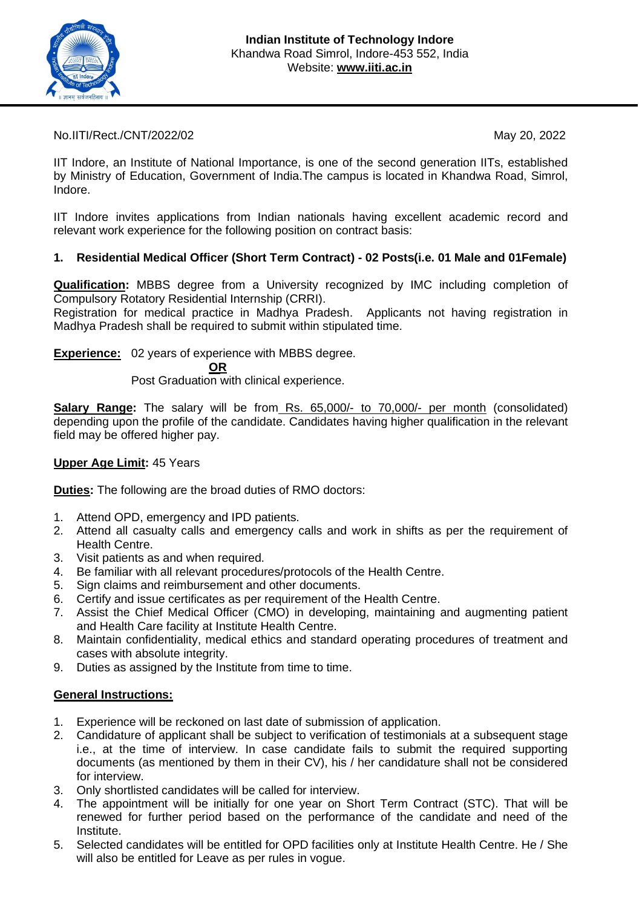**Indian Institute of Technology Indore**
Khandwa Road Simrol, Indore-453 552, India
Website: **www.iiti.ac.in**

No.IITI/Rect./CNT/2022/02 May 20, 2022

IIT Indore, an Institute of National Importance, is one of the second generation IITs, established by Ministry of Education, Government of India.The campus is located in Khandwa Road, Simrol, Indore.

IIT Indore invites applications from Indian nationals having excellent academic record and relevant work experience for the following position on contract basis:

**1. Residential Medical Officer (Short Term Contract) - 02 Posts(i.e. 01 Male and 01Female)**

**Qualification:** MBBS degree from a University recognized by IMC including completion of Compulsory Rotatory Residential Internship (CRRI).
Registration for medical practice in Madhya Pradesh. Applicants not having registration in Madhya Pradesh shall be required to submit within stipulated time.

**Experience:** 02 years of experience with MBBS degree.

**OR**

Post Graduation with clinical experience.

**Salary Range:** The salary will be from Rs. 65,000/- to 70,000/- per month (consolidated) depending upon the profile of the candidate. Candidates having higher qualification in the relevant field may be offered higher pay.

**Upper Age Limit:** 45 Years

**Duties:** The following are the broad duties of RMO doctors:

1. Attend OPD, emergency and IPD patients.
2. Attend all casualty calls and emergency calls and work in shifts as per the requirement of Health Centre.
3. Visit patients as and when required.
4. Be familiar with all relevant procedures/protocols of the Health Centre.
5. Sign claims and reimbursement and other documents.
6. Certify and issue certificates as per requirement of the Health Centre.
7. Assist the Chief Medical Officer (CMO) in developing, maintaining and augmenting patient and Health Care facility at Institute Health Centre.
8. Maintain confidentiality, medical ethics and standard operating procedures of treatment and cases with absolute integrity.
9. Duties as assigned by the Institute from time to time.

**General Instructions:**

1. Experience will be reckoned on last date of submission of application.
2. Candidature of applicant shall be subject to verification of testimonials at a subsequent stage i.e., at the time of interview. In case candidate fails to submit the required supporting documents (as mentioned by them in their CV), his / her candidature shall not be considered for interview.
3. Only shortlisted candidates will be called for interview.
4. The appointment will be initially for one year on Short Term Contract (STC). That will be renewed for further period based on the performance of the candidate and need of the Institute.
5. Selected candidates will be entitled for OPD facilities only at Institute Health Centre. He / She will also be entitled for Leave as per rules in vogue.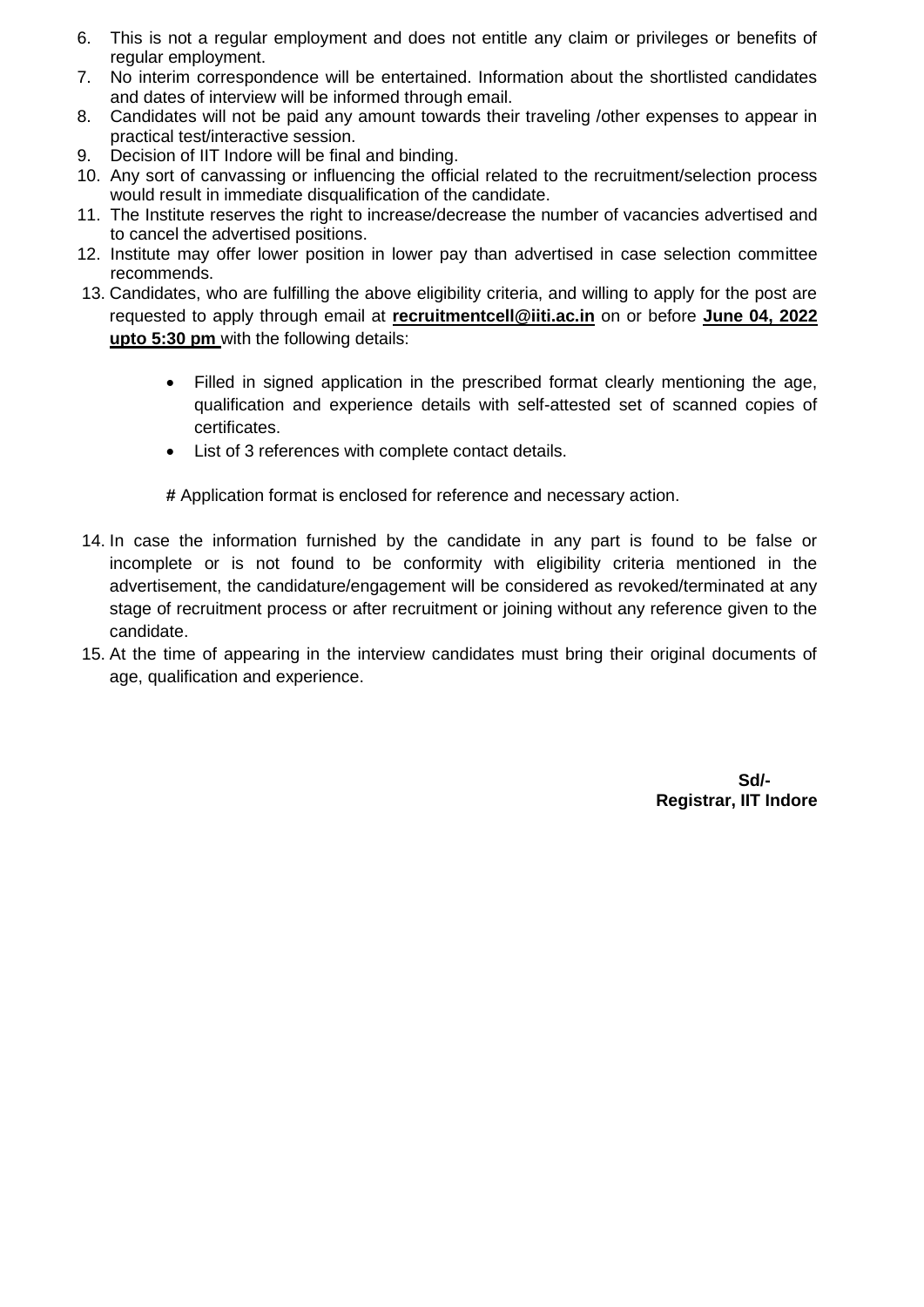6. This is not a regular employment and does not entitle any claim or privileges or benefits of regular employment.
7. No interim correspondence will be entertained. Information about the shortlisted candidates and dates of interview will be informed through email.
8. Candidates will not be paid any amount towards their traveling /other expenses to appear in practical test/interactive session.
9. Decision of IIT Indore will be final and binding.
10. Any sort of canvassing or influencing the official related to the recruitment/selection process would result in immediate disqualification of the candidate.
11. The Institute reserves the right to increase/decrease the number of vacancies advertised and to cancel the advertised positions.
12. Institute may offer lower position in lower pay than advertised in case selection committee recommends.
13. Candidates, who are fulfilling the above eligibility criteria, and willing to apply for the post are requested to apply through email at **recruitmentcell@iiti.ac.in** on or before **June 04, 2022 upto 5:30 pm** with the following details:

    - Filled in signed application in the prescribed format clearly mentioning the age, qualification and experience details with self-attested set of scanned copies of certificates.
    - List of 3 references with complete contact details.

    # Application format is enclosed for reference and necessary action.

14. In case the information furnished by the candidate in any part is found to be false or incomplete or is not found to be conformity with eligibility criteria mentioned in the advertisement, the candidature/engagement will be considered as revoked/terminated at any stage of recruitment process or after recruitment or joining without any reference given to the candidate.
15. At the time of appearing in the interview candidates must bring their original documents of age, qualification and experience.

**Sd/-**
**Registrar, IIT Indore**